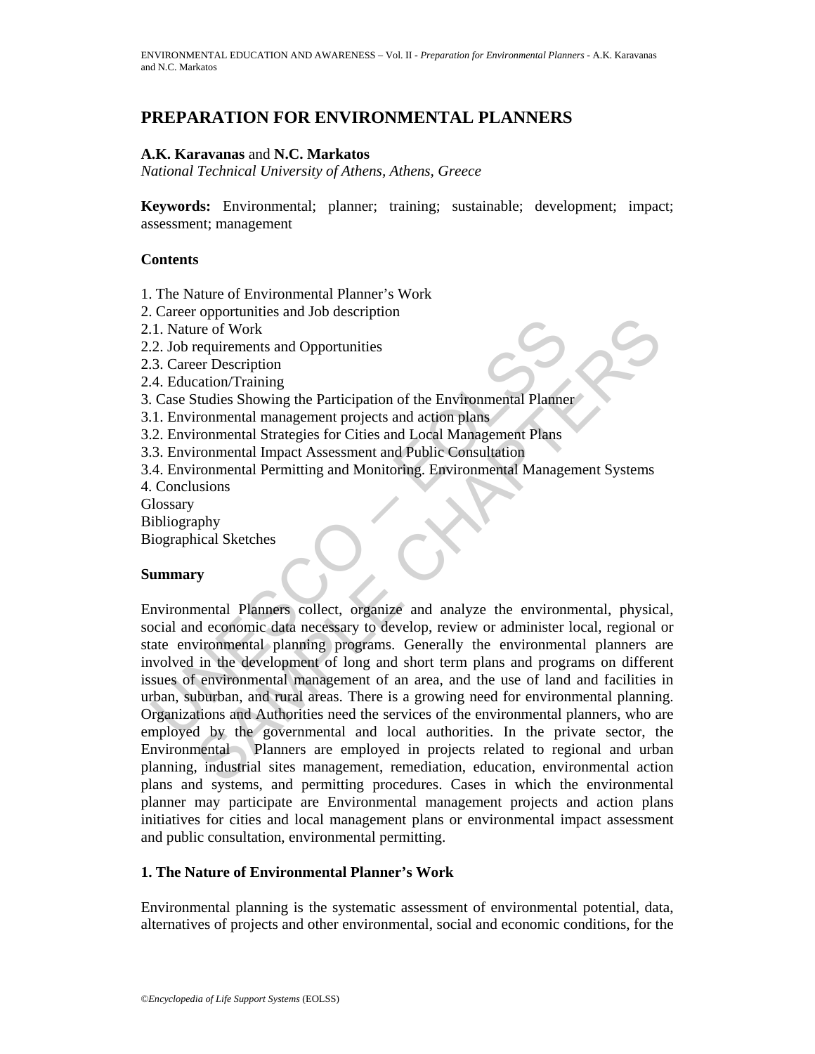# PREPARATION FOR ENVIRONMENTAL PLANNERS

**A.K. Karavanas** and **N.C. Markatos**
*National Technical University of Athens, Athens, Greece*

**Keywords:** Environmental; planner; training; sustainable; development; impact; assessment; management

## Contents

1. The Nature of Environmental Planner's Work
2. Career opportunities and Job description
2.1. Nature of Work
2.2. Job requirements and Opportunities
2.3. Career Description
2.4. Education/Training
3. Case Studies Showing the Participation of the Environmental Planner
3.1. Environmental management projects and action plans
3.2. Environmental Strategies for Cities and Local Management Plans
3.3. Environmental Impact Assessment and Public Consultation
3.4. Environmental Permitting and Monitoring. Environmental Management Systems
4. Conclusions
Glossary
Bibliography
Biographical Sketches

## Summary

Environmental Planners collect, organize and analyze the environmental, physical, social and economic data necessary to develop, review or administer local, regional or state environmental planning programs. Generally the environmental planners are involved in the development of long and short term plans and programs on different issues of environmental management of an area, and the use of land and facilities in urban, suburban, and rural areas. There is a growing need for environmental planning. Organizations and Authorities need the services of the environmental planners, who are employed by the governmental and local authorities. In the private sector, the Environmental Planners are employed in projects related to regional and urban planning, industrial sites management, remediation, education, environmental action plans and systems, and permitting procedures. Cases in which the environmental planner may participate are Environmental management projects and action plans initiatives for cities and local management plans or environmental impact assessment and public consultation, environmental permitting.

## 1. The Nature of Environmental Planner's Work

Environmental planning is the systematic assessment of environmental potential, data, alternatives of projects and other environmental, social and economic conditions, for the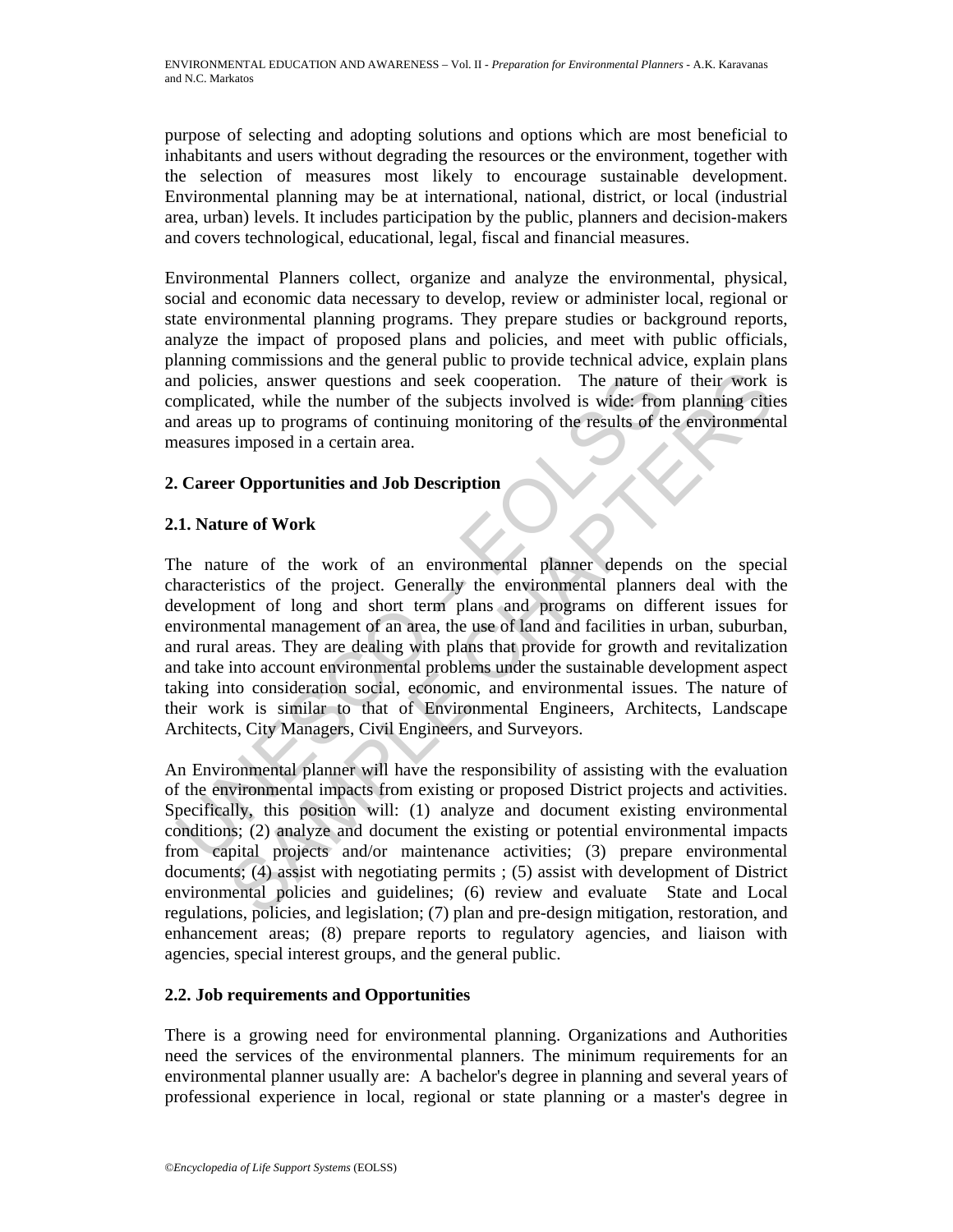purpose of selecting and adopting solutions and options which are most beneficial to inhabitants and users without degrading the resources or the environment, together with the selection of measures most likely to encourage sustainable development. Environmental planning may be at international, national, district, or local (industrial area, urban) levels. It includes participation by the public, planners and decision-makers and covers technological, educational, legal, fiscal and financial measures.

Environmental Planners collect, organize and analyze the environmental, physical, social and economic data necessary to develop, review or administer local, regional or state environmental planning programs. They prepare studies or background reports, analyze the impact of proposed plans and policies, and meet with public officials, planning commissions and the general public to provide technical advice, explain plans and policies, answer questions and seek cooperation. The nature of their work is complicated, while the number of the subjects involved is wide: from planning cities and areas up to programs of continuing monitoring of the results of the environmental measures imposed in a certain area.

## 2. Career Opportunities and Job Description

### 2.1. Nature of Work

The nature of the work of an environmental planner depends on the special characteristics of the project. Generally the environmental planners deal with the development of long and short term plans and programs on different issues for environmental management of an area, the use of land and facilities in urban, suburban, and rural areas. They are dealing with plans that provide for growth and revitalization and take into account environmental problems under the sustainable development aspect taking into consideration social, economic, and environmental issues. The nature of their work is similar to that of Environmental Engineers, Architects, Landscape Architects, City Managers, Civil Engineers, and Surveyors.

An Environmental planner will have the responsibility of assisting with the evaluation of the environmental impacts from existing or proposed District projects and activities. Specifically, this position will: (1) analyze and document existing environmental conditions; (2) analyze and document the existing or potential environmental impacts from capital projects and/or maintenance activities; (3) prepare environmental documents; (4) assist with negotiating permits ; (5) assist with development of District environmental policies and guidelines; (6) review and evaluate State and Local regulations, policies, and legislation; (7) plan and pre-design mitigation, restoration, and enhancement areas; (8) prepare reports to regulatory agencies, and liaison with agencies, special interest groups, and the general public.

### 2.2. Job requirements and Opportunities

There is a growing need for environmental planning. Organizations and Authorities need the services of the environmental planners. The minimum requirements for an environmental planner usually are: A bachelor's degree in planning and several years of professional experience in local, regional or state planning or a master's degree in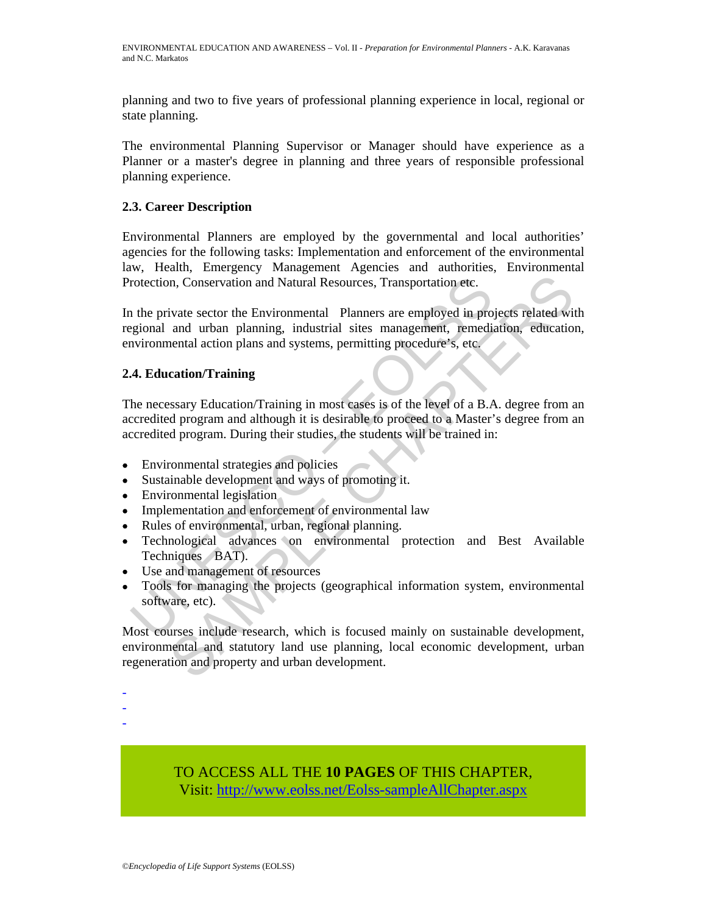planning and two to five years of professional planning experience in local, regional or state planning.

The environmental Planning Supervisor or Manager should have experience as a Planner or a master's degree in planning and three years of responsible professional planning experience.

### 2.3. Career Description

Environmental Planners are employed by the governmental and local authorities' agencies for the following tasks: Implementation and enforcement of the environmental law, Health, Emergency Management Agencies and authorities, Environmental Protection, Conservation and Natural Resources, Transportation etc.

In the private sector the Environmental Planners are employed in projects related with regional and urban planning, industrial sites management, remediation, education, environmental action plans and systems, permitting procedure's, etc.

### 2.4. Education/Training

The necessary Education/Training in most cases is of the level of a B.A. degree from an accredited program and although it is desirable to proceed to a Master's degree from an accredited program. During their studies, the students will be trained in:

- Environmental strategies and policies
- Sustainable development and ways of promoting it.
- Environmental legislation
- Implementation and enforcement of environmental law
- Rules of environmental, urban, regional planning.
- Technological advances on environmental protection and Best Available Techniques BAT).
- Use and management of resources
- Tools for managing the projects (geographical information system, environmental software, etc).

Most courses include research, which is focused mainly on sustainable development, environmental and statutory land use planning, local economic development, urban regeneration and property and urban development.

-
-
-

TO ACCESS ALL THE **10 PAGES** OF THIS CHAPTER,
Visit: http://www.eolss.net/Eolss-sampleAllChapter.aspx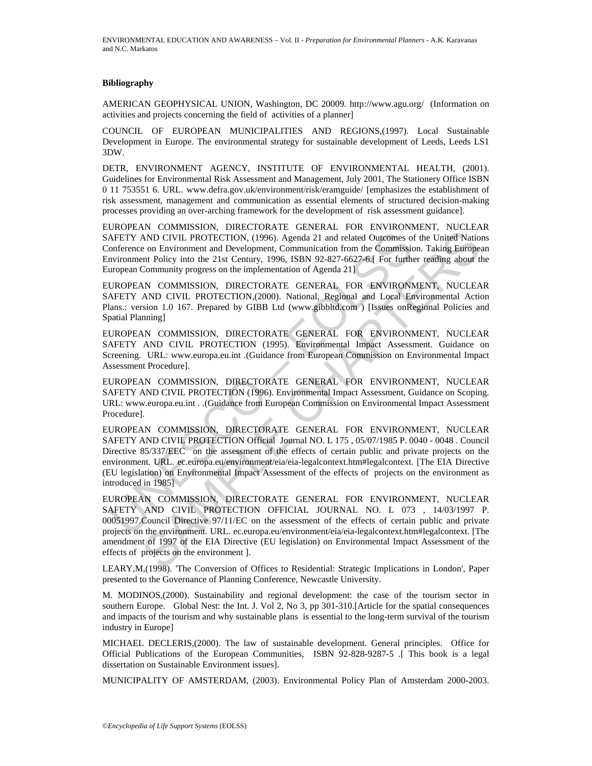## Bibliography

AMERICAN GEOPHYSICAL UNION, Washington, DC 20009. http://www.agu.org/ (Information on activities and projects concerning the field of activities of a planner]

COUNCIL OF EUROPEAN MUNICIPALITIES AND REGIONS,(1997). Local Sustainable Development in Europe. The environmental strategy for sustainable development of Leeds, Leeds LS1 3DW.

DETR, ENVIRONMENT AGENCY, INSTITUTE OF ENVIRONMENTAL HEALTH, (2001). Guidelines for Environmental Risk Assessment and Management, July 2001, The Stationery Office ISBN 0 11 753551 6. URL. www.defra.gov.uk/environment/risk/eramguide/ [emphasizes the establishment of risk assessment, management and communication as essential elements of structured decision-making processes providing an over-arching framework for the development of risk assessment guidance].

EUROPEAN COMMISSION, DIRECTORATE GENERAL FOR ENVIRONMENT, NUCLEAR SAFETY AND CIVIL PROTECTION, (1996). Agenda 21 and related Outcomes of the United Nations Conference on Environment and Development, Communication from the Commission. Taking European Environment Policy into the 21st Century, 1996, ISBN 92-827-6627-6.[ For further reading about the European Community progress on the implementation of Agenda 21]

EUROPEAN COMMISSION, DIRECTORATE GENERAL FOR ENVIRONMENT, NUCLEAR SAFETY AND CIVIL PROTECTION,(2000). National, Regional and Local Environmental Action Plans.: version 1.0 167. Prepared by GIBB Ltd (www.gibbltd.com ) [Issues onRegional Policies and Spatial Planning]

EUROPEAN COMMISSION, DIRECTORATE GENERAL FOR ENVIRONMENT, NUCLEAR SAFETY AND CIVIL PROTECTION (1995). Environmental Impact Assessment. Guidance on Screening. URL: www.europa.eu.int .(Guidance from European Commission on Environmental Impact Assessment Procedure].

EUROPEAN COMMISSION, DIRECTORATE GENERAL FOR ENVIRONMENT, NUCLEAR SAFETY AND CIVIL PROTECTION (1996). Environmental Impact Assessment, Guidance on Scoping. URL: www.europa.eu.int . .(Guidance from European Commission on Environmental Impact Assessment Procedure].

EUROPEAN COMMISSION, DIRECTORATE GENERAL FOR ENVIRONMENT, NUCLEAR SAFETY AND CIVIL PROTECTION Official Journal NO. L 175 , 05/07/1985 P. 0040 - 0048 . Council Directive 85/337/EEC on the assessment of the effects of certain public and private projects on the environment. URL. ec.europa.eu/environment/eia/eia-legalcontext.htm#legalcontext. [The EIA Directive (EU legislation) on Environmental Impact Assessment of the effects of projects on the environment as introduced in 1985]

EUROPEAN COMMISSION, DIRECTORATE GENERAL FOR ENVIRONMENT, NUCLEAR SAFETY AND CIVIL PROTECTION OFFICIAL JOURNAL NO. L 073 , 14/03/1997 P. 00051997.Council Directive 97/11/EC on the assessment of the effects of certain public and private projects on the environment. URL. ec.europa.eu/environment/eia/eia-legalcontext.htm#legalcontext. [The amendment of 1997 of the EIA Directive (EU legislation) on Environmental Impact Assessment of the effects of projects on the environment ].

LEARY,M,(1998). 'The Conversion of Offices to Residential: Strategic Implications in London', Paper presented to the Governance of Planning Conference, Newcastle University.

M. MODINOS,(2000). Sustainability and regional development: the case of the tourism sector in southern Europe. Global Nest: the Int. J. Vol 2, No 3, pp 301-310.[Article for the spatial consequences and impacts of the tourism and why sustainable plans is essential to the long-term survival of the tourism industry in Europe]

MICHAEL DECLERIS,(2000). The law of sustainable development. General principles. Office for Official Publications of the European Communities, ISBN 92-828-9287-5 .[ This book is a legal dissertation on Sustainable Environment issues].

MUNICIPALITY OF AMSTERDAM, (2003). Environmental Policy Plan of Amsterdam 2000-2003.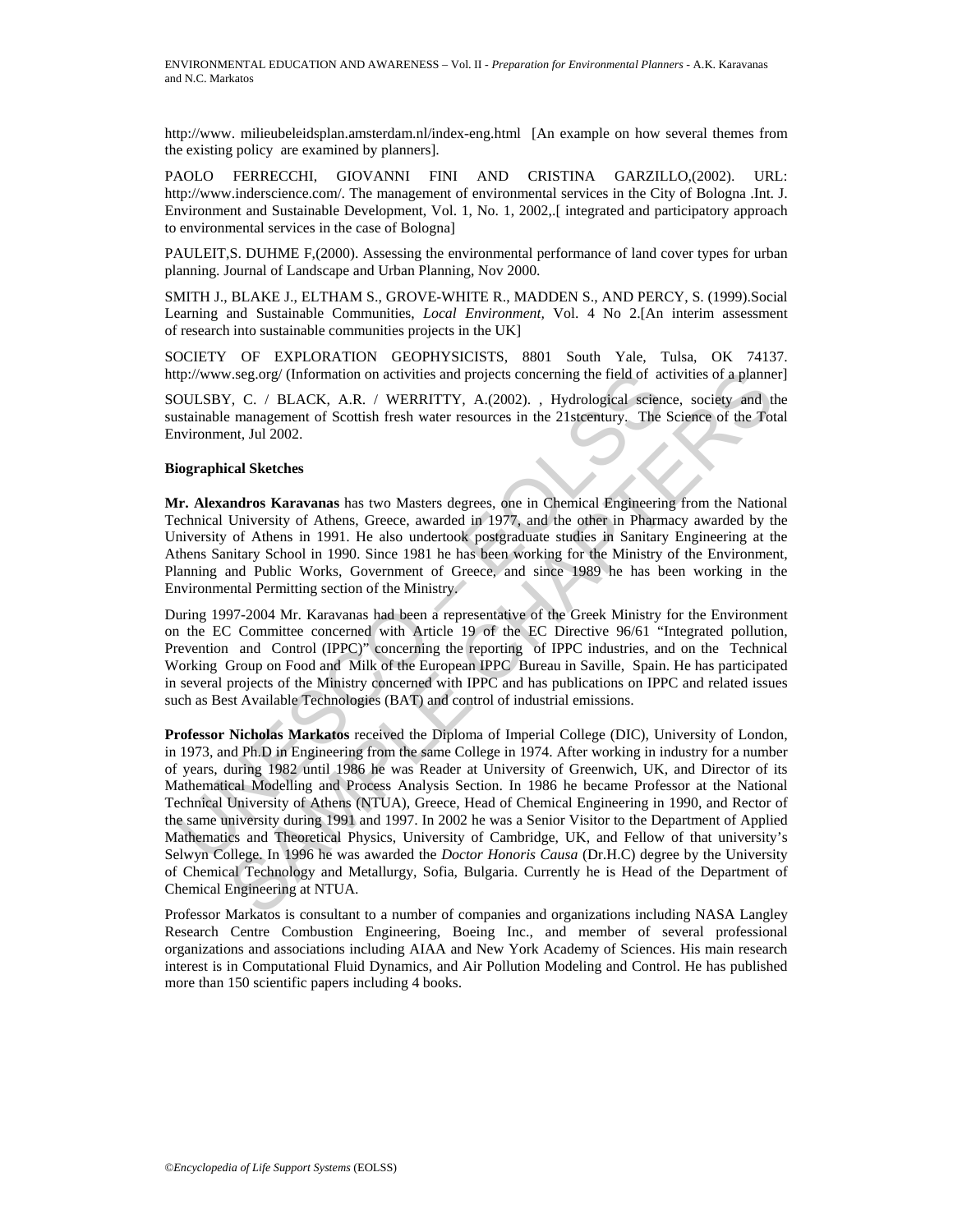http://www. milieubeleidsplan.amsterdam.nl/index-eng.html [An example on how several themes from the existing policy are examined by planners].

PAOLO FERRECCHI, GIOVANNI FINI AND CRISTINA GARZILLO,(2002). URL: http://www.inderscience.com/. The management of environmental services in the City of Bologna .Int. J. Environment and Sustainable Development, Vol. 1, No. 1, 2002,.[ integrated and participatory approach to environmental services in the case of Bologna]

PAULEIT,S. DUHME F,(2000). Assessing the environmental performance of land cover types for urban planning. Journal of Landscape and Urban Planning, Nov 2000.

SMITH J., BLAKE J., ELTHAM S., GROVE-WHITE R., MADDEN S., AND PERCY, S. (1999).Social Learning and Sustainable Communities, *Local Environment*, Vol. 4 No 2.[An interim assessment of research into sustainable communities projects in the UK]

SOCIETY OF EXPLORATION GEOPHYSICISTS, 8801 South Yale, Tulsa, OK 74137. http://www.seg.org/ (Information on activities and projects concerning the field of activities of a planner]

SOULSBY, C. / BLACK, A.R. / WERRITTY, A.(2002). , Hydrological science, society and the sustainable management of Scottish fresh water resources in the 21stcentury. The Science of the Total Environment, Jul 2002.

### Biographical Sketches

**Mr. Alexandros Karavanas** has two Masters degrees, one in Chemical Engineering from the National Technical University of Athens, Greece, awarded in 1977, and the other in Pharmacy awarded by the University of Athens in 1991. He also undertook postgraduate studies in Sanitary Engineering at the Athens Sanitary School in 1990. Since 1981 he has been working for the Ministry of the Environment, Planning and Public Works, Government of Greece, and since 1989 he has been working in the Environmental Permitting section of the Ministry.

During 1997-2004 Mr. Karavanas had been a representative of the Greek Ministry for the Environment on the EC Committee concerned with Article 19 of the EC Directive 96/61 "Integrated pollution, Prevention and Control (IPPC)" concerning the reporting of IPPC industries, and on the Technical Working Group on Food and Milk of the European IPPC Bureau in Saville, Spain. He has participated in several projects of the Ministry concerned with IPPC and has publications on IPPC and related issues such as Best Available Technologies (BAT) and control of industrial emissions.

**Professor Nicholas Markatos** received the Diploma of Imperial College (DIC), University of London, in 1973, and Ph.D in Engineering from the same College in 1974. After working in industry for a number of years, during 1982 until 1986 he was Reader at University of Greenwich, UK, and Director of its Mathematical Modelling and Process Analysis Section. In 1986 he became Professor at the National Technical University of Athens (NTUA), Greece, Head of Chemical Engineering in 1990, and Rector of the same university during 1991 and 1997. In 2002 he was a Senior Visitor to the Department of Applied Mathematics and Theoretical Physics, University of Cambridge, UK, and Fellow of that university's Selwyn College. In 1996 he was awarded the *Doctor Honoris Causa* (Dr.H.C) degree by the University of Chemical Technology and Metallurgy, Sofia, Bulgaria. Currently he is Head of the Department of Chemical Engineering at NTUA.

Professor Markatos is consultant to a number of companies and organizations including NASA Langley Research Centre Combustion Engineering, Boeing Inc., and member of several professional organizations and associations including AIAA and New York Academy of Sciences. His main research interest is in Computational Fluid Dynamics, and Air Pollution Modeling and Control. He has published more than 150 scientific papers including 4 books.